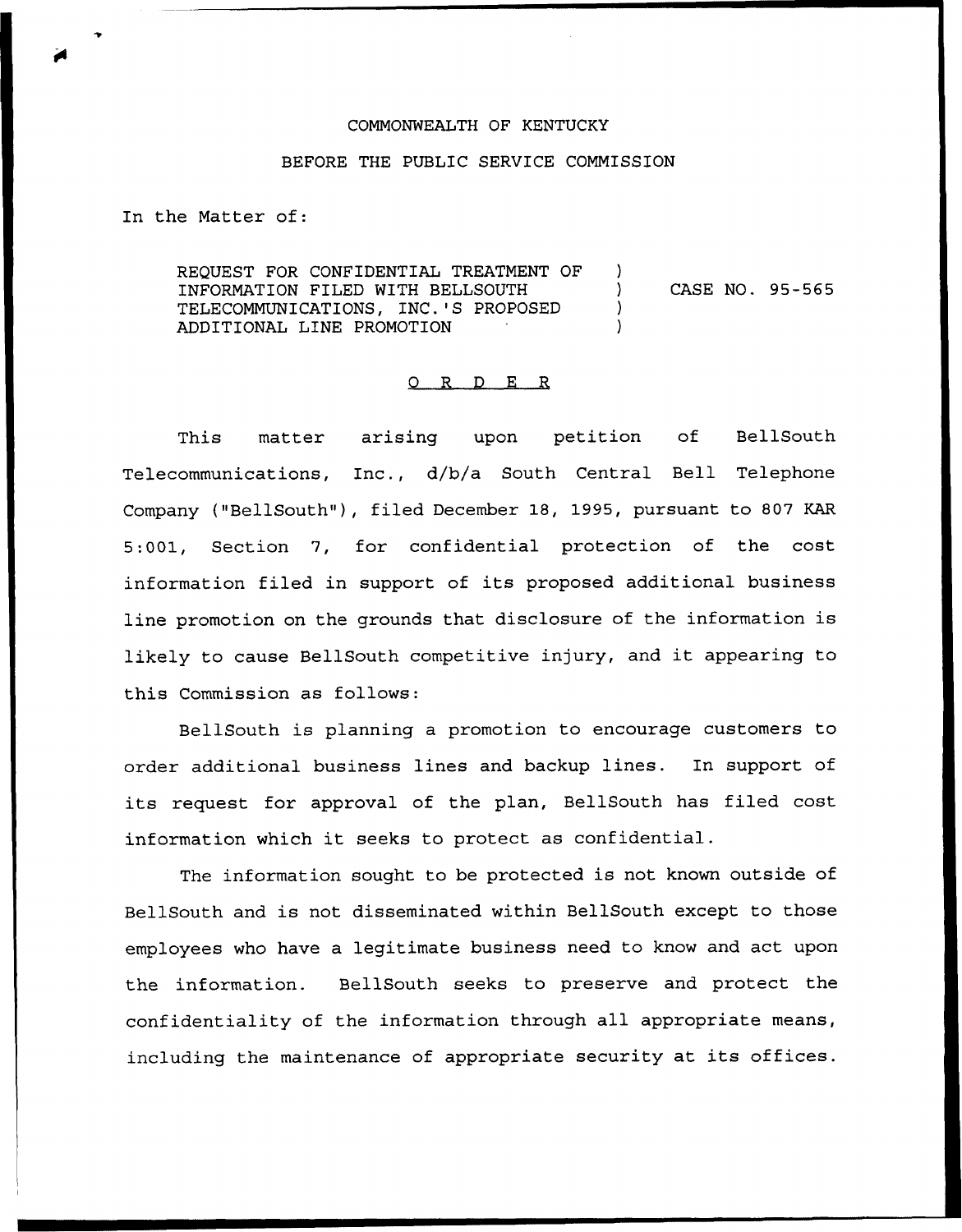COMMONWEALTH OF KENTUCKY

BEFORE THE PUBLIC SERVICE COMMISSION

In the Matter of:

| | | |
|---|---|---|
| REQUEST FOR CONFIDENTIAL TREATMENT OF INFORMATION FILED WITH BELLSOUTH TELECOMMUNICATIONS, INC.'S PROPOSED ADDITIONAL LINE PROMOTION | ) ) ) ) | CASE NO. 95-565 |

## O R D E R

This matter arising upon petition of BellSouth Telecommunications, Inc., d/b/a South Central Bell Telephone Company ("BellSouth"), filed December 18, 1995, pursuant to 807 KAR 5:001, Section 7, for confidential protection of the cost information filed in support of its proposed additional business line promotion on the grounds that disclosure of the information is likely to cause BellSouth competitive injury, and it appearing to this Commission as follows:

BellSouth is planning a promotion to encourage customers to order additional business lines and backup lines. In support of its request for approval of the plan, BellSouth has filed cost information which it seeks to protect as confidential.

The information sought to be protected is not known outside of BellSouth and is not disseminated within BellSouth except to those employees who have a legitimate business need to know and act upon the information. BellSouth seeks to preserve and protect the confidentiality of the information through all appropriate means, including the maintenance of appropriate security at its offices.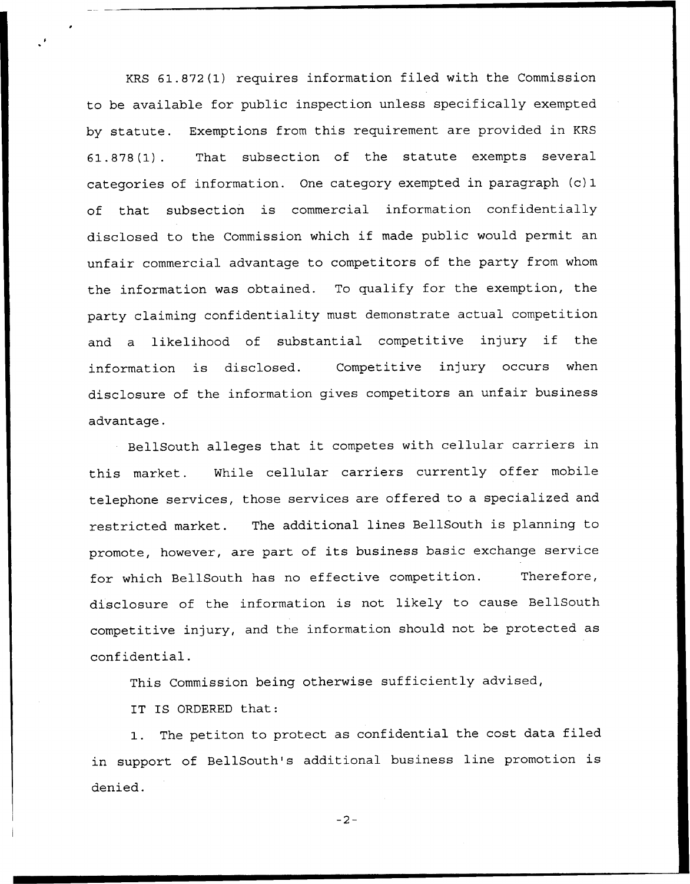KRS 61.872(1) requires information filed with the Commission to be available for public inspection unless specifically exempted by statute. Exemptions from this requirement are provided in KRS 61.878(1). That subsection of the statute exempts several categories of information. One category exempted in paragraph (c)1 of that subsection is commercial information confidentially disclosed to the Commission which if made public would permit an unfair commercial advantage to competitors of the party from whom the information was obtained. To qualify for the exemption, the party claiming confidentiality must demonstrate actual competition and a likelihood of substantial competitive injury if the information is disclosed. Competitive injury occurs when disclosure of the information gives competitors an unfair business advantage.

BellSouth alleges that it competes with cellular carriers in this market. While cellular carriers currently offer mobile telephone services, those services are offered to a specialized and restricted market. The additional lines BellSouth is planning to promote, however, are part of its business basic exchange service for which BellSouth has no effective competition. Therefore, disclosure of the information is not likely to cause BellSouth competitive injury, and the information should not be protected as confidential.

This Commission being otherwise sufficiently advised,

IT IS ORDERED that:

1. The petiton to protect as confidential the cost data filed in support of BellSouth's additional business line promotion is denied.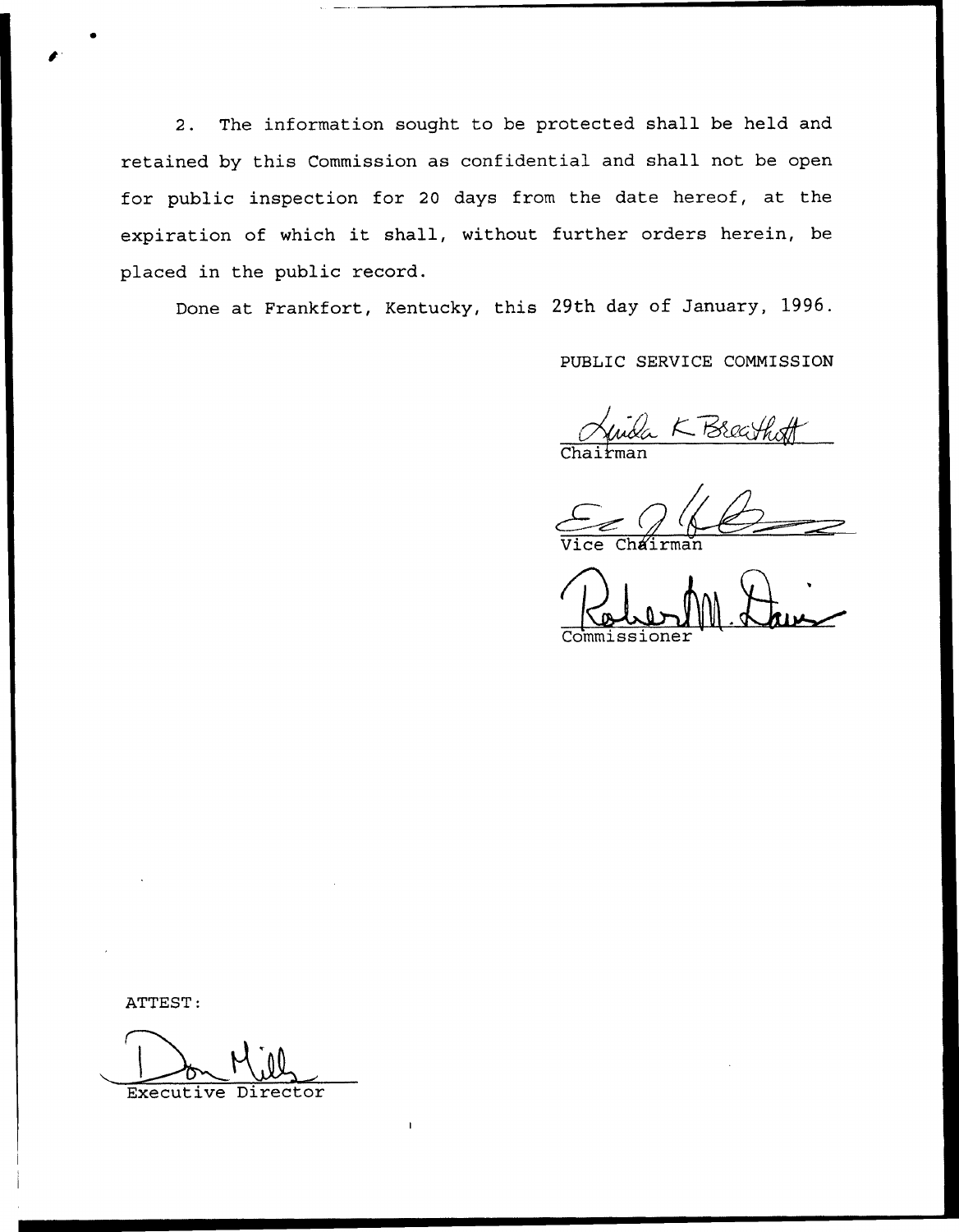2. The information sought to be protected shall be held and retained by this Commission as confidential and shall not be open for public inspection for 20 days from the date hereof, at the expiration of which it shall, without further orders herein, be placed in the public record.

Done at Frankfort, Kentucky, this 29th day of January, 1996.

PUBLIC SERVICE COMMISSION

Linda K Breathitt
Chairman

Vice Chairman

Robert M. Davis
Commissioner

ATTEST:

Don Mills
Executive Director